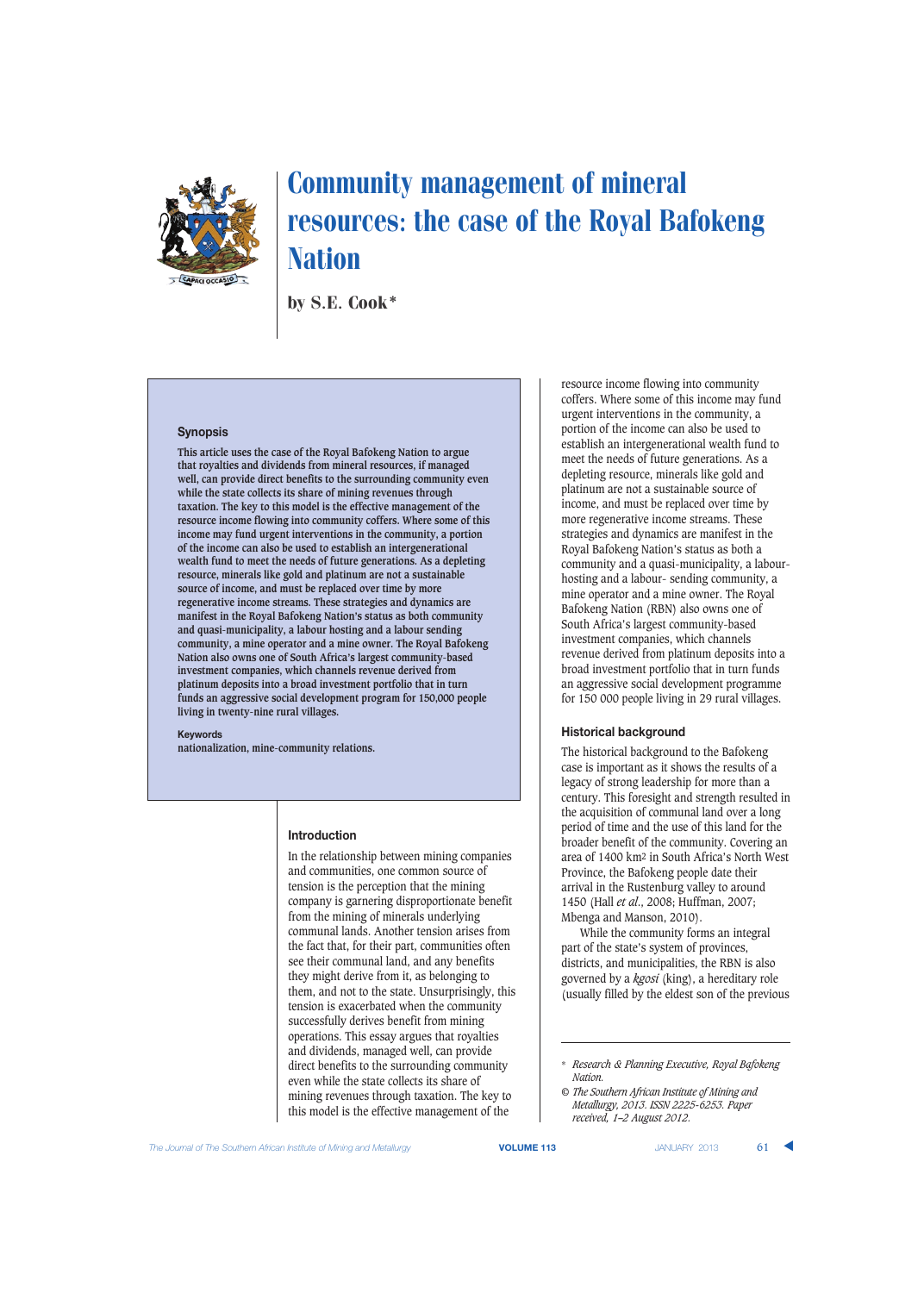# Community management of mineral resources: the case of the Royal Bafokeng Nation

by S.E. Cook*

## Synopsis

**This article uses the case of the Royal Bafokeng Nation to argue that royalties and dividends from mineral resources, if managed well, can provide direct benefits to the surrounding community even while the state collects its share of mining revenues through taxation. The key to this model is the effective management of the resource income flowing into community coffers. Where some of this income may fund urgent interventions in the community, a portion of the income can also be used to establish an intergenerational wealth fund to meet the needs of future generations. As a depleting resource, minerals like gold and platinum are not a sustainable source of income, and must be replaced over time by more regenerative income streams. These strategies and dynamics are manifest in the Royal Bafokeng Nation's status as both community and quasi-municipality, a labour hosting and a labour sending community, a mine operator and a mine owner. The Royal Bafokeng Nation also owns one of South Africa's largest community-based investment companies, which channels revenue derived from platinum deposits into a broad investment portfolio that in turn funds an aggressive social development program for 150,000 people living in twenty-nine rural villages.**

**Keywords**

**nationalization, mine-community relations.**

## Introduction

In the relationship between mining companies and communities, one common source of tension is the perception that the mining company is garnering disproportionate benefit from the mining of minerals underlying communal lands. Another tension arises from the fact that, for their part, communities often see their communal land, and any benefits they might derive from it, as belonging to them, and not to the state. Unsurprisingly, this tension is exacerbated when the community successfully derives benefit from mining operations. This essay argues that royalties and dividends, managed well, can provide direct benefits to the surrounding community even while the state collects its share of mining revenues through taxation. The key to this model is the effective management of the resource income flowing into community coffers. Where some of this income may fund urgent interventions in the community, a portion of the income can also be used to establish an intergenerational wealth fund to meet the needs of future generations. As a depleting resource, minerals like gold and platinum are not a sustainable source of income, and must be replaced over time by more regenerative income streams. These strategies and dynamics are manifest in the Royal Bafokeng Nation's status as both a community and a quasi-municipality, a labour-hosting and a labour- sending community, a mine operator and a mine owner. The Royal Bafokeng Nation (RBN) also owns one of South Africa's largest community-based investment companies, which channels revenue derived from platinum deposits into a broad investment portfolio that in turn funds an aggressive social development programme for 150 000 people living in 29 rural villages.

## Historical background

The historical background to the Bafokeng case is important as it shows the results of a legacy of strong leadership for more than a century. This foresight and strength resulted in the acquisition of communal land over a long period of time and the use of this land for the broader benefit of the community. Covering an area of 1400 km$^2$ in South Africa's North West Province, the Bafokeng people date their arrival in the Rustenburg valley to around 1450 (Hall *et al*., 2008; Huffman, 2007; Mbenga and Manson, 2010).

While the community forms an integral part of the state's system of provinces, districts, and municipalities, the RBN is also governed by a *kgosi* (king), a hereditary role (usually filled by the eldest son of the previous

---

\* *Research & Planning Executive, Royal Bafokeng Nation.*

© *The Southern African Institute of Mining and Metallurgy, 2013. ISSN 2225-6253. Paper received, 1–2 August 2012.*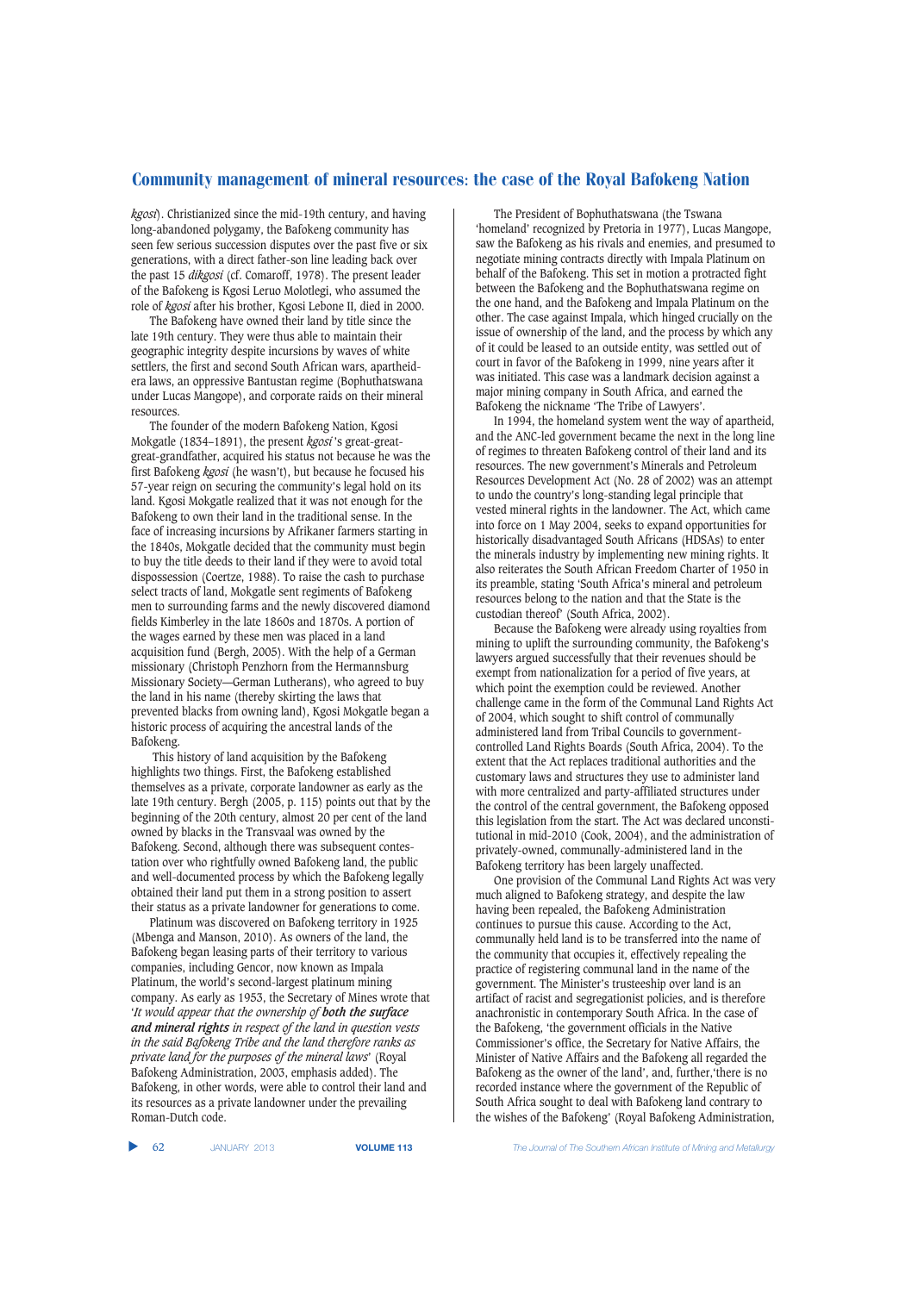*kgosi*). Christianized since the mid-19th century, and having long-abandoned polygamy, the Bafokeng community has seen few serious succession disputes over the past five or six generations, with a direct father-son line leading back over the past 15 *dikgosi* (cf. Comaroff, 1978). The present leader of the Bafokeng is Kgosi Leruo Molotlegi, who assumed the role of *kgosi* after his brother, Kgosi Lebone II, died in 2000.

The Bafokeng have owned their land by title since the late 19th century. They were thus able to maintain their geographic integrity despite incursions by waves of white settlers, the first and second South African wars, apartheid-era laws, an oppressive Bantustan regime (Bophuthatswana under Lucas Mangope), and corporate raids on their mineral resources.

The founder of the modern Bafokeng Nation, Kgosi Mokgatle (1834–1891), the present *kgosi*'s great-great-great-grandfather, acquired his status not because he was the first Bafokeng *kgosi* (he wasn't), but because he focused his 57-year reign on securing the community's legal hold on its land. Kgosi Mokgatle realized that it was not enough for the Bafokeng to own their land in the traditional sense. In the face of increasing incursions by Afrikaner farmers starting in the 1840s, Mokgatle decided that the community must begin to buy the title deeds to their land if they were to avoid total dispossession (Coertze, 1988). To raise the cash to purchase select tracts of land, Mokgatle sent regiments of Bafokeng men to surrounding farms and the newly discovered diamond fields Kimberley in the late 1860s and 1870s. A portion of the wages earned by these men was placed in a land acquisition fund (Bergh, 2005). With the help of a German missionary (Christoph Penzhorn from the Hermannsburg Missionary Society—German Lutherans), who agreed to buy the land in his name (thereby skirting the laws that prevented blacks from owning land), Kgosi Mokgatle began a historic process of acquiring the ancestral lands of the Bafokeng.

This history of land acquisition by the Bafokeng highlights two things. First, the Bafokeng established themselves as a private, corporate landowner as early as the late 19th century. Bergh (2005, p. 115) points out that by the beginning of the 20th century, almost 20 per cent of the land owned by blacks in the Transvaal was owned by the Bafokeng. Second, although there was subsequent contestation over who rightfully owned Bafokeng land, the public and well-documented process by which the Bafokeng legally obtained their land put them in a strong position to assert their status as a private landowner for generations to come.

Platinum was discovered on Bafokeng territory in 1925 (Mbenga and Manson, 2010). As owners of the land, the Bafokeng began leasing parts of their territory to various companies, including Gencor, now known as Impala Platinum, the world's second-largest platinum mining company. As early as 1953, the Secretary of Mines wrote that '*It would appear that the ownership of **both the surface and mineral rights** in respect of the land in question vests in the said Bafokeng Tribe and the land therefore ranks as private land for the purposes of the mineral laws*' (Royal Bafokeng Administration, 2003, emphasis added). The Bafokeng, in other words, were able to control their land and its resources as a private landowner under the prevailing Roman-Dutch code.

The President of Bophuthatswana (the Tswana 'homeland' recognized by Pretoria in 1977), Lucas Mangope, saw the Bafokeng as his rivals and enemies, and presumed to negotiate mining contracts directly with Impala Platinum on behalf of the Bafokeng. This set in motion a protracted fight between the Bafokeng and the Bophuthatswana regime on the one hand, and the Bafokeng and Impala Platinum on the other. The case against Impala, which hinged crucially on the issue of ownership of the land, and the process by which any of it could be leased to an outside entity, was settled out of court in favor of the Bafokeng in 1999, nine years after it was initiated. This case was a landmark decision against a major mining company in South Africa, and earned the Bafokeng the nickname 'The Tribe of Lawyers'.

In 1994, the homeland system went the way of apartheid, and the ANC-led government became the next in the long line of regimes to threaten Bafokeng control of their land and its resources. The new government's Minerals and Petroleum Resources Development Act (No. 28 of 2002) was an attempt to undo the country's long-standing legal principle that vested mineral rights in the landowner. The Act, which came into force on 1 May 2004, seeks to expand opportunities for historically disadvantaged South Africans (HDSAs) to enter the minerals industry by implementing new mining rights. It also reiterates the South African Freedom Charter of 1950 in its preamble, stating 'South Africa's mineral and petroleum resources belong to the nation and that the State is the custodian thereof' (South Africa, 2002).

Because the Bafokeng were already using royalties from mining to uplift the surrounding community, the Bafokeng's lawyers argued successfully that their revenues should be exempt from nationalization for a period of five years, at which point the exemption could be reviewed. Another challenge came in the form of the Communal Land Rights Act of 2004, which sought to shift control of communally administered land from Tribal Councils to government-controlled Land Rights Boards (South Africa, 2004). To the extent that the Act replaces traditional authorities and the customary laws and structures they use to administer land with more centralized and party-affiliated structures under the control of the central government, the Bafokeng opposed this legislation from the start. The Act was declared unconstitutional in mid-2010 (Cook, 2004), and the administration of privately-owned, communally-administered land in the Bafokeng territory has been largely unaffected.

One provision of the Communal Land Rights Act was very much aligned to Bafokeng strategy, and despite the law having been repealed, the Bafokeng Administration continues to pursue this cause. According to the Act, communally held land is to be transferred into the name of the community that occupies it, effectively repealing the practice of registering communal land in the name of the government. The Minister's trusteeship over land is an artifact of racist and segregationist policies, and is therefore anachronistic in contemporary South Africa. In the case of the Bafokeng, 'the government officials in the Native Commissioner's office, the Secretary for Native Affairs, the Minister of Native Affairs and the Bafokeng all regarded the Bafokeng as the owner of the land', and, further, 'there is no recorded instance where the government of the Republic of South Africa sought to deal with Bafokeng land contrary to the wishes of the Bafokeng' (Royal Bafokeng Administration,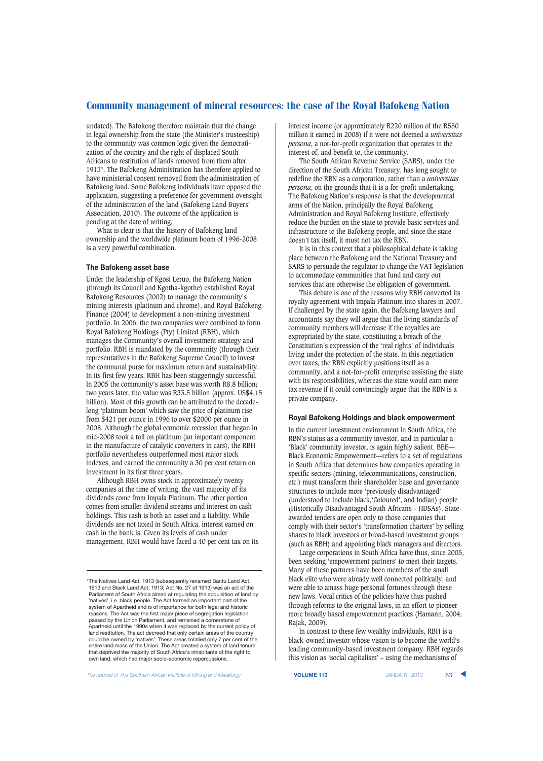undated). The Bafokeng therefore maintain that the change in legal ownership from the state (the Minister's trusteeship) to the community was common logic given the democratization of the country and the right of displaced South Africans to restitution of lands removed from them after 1913*. The Bafokeng Administration has therefore applied to have ministerial consent removed from the administration of Bafokeng land. Some Bafokeng individuals have opposed the application, suggesting a preference for government oversight of the administration of the land (Bafokeng Land Buyers' Association, 2010). The outcome of the application is pending at the date of writing.

What is clear is that the history of Bafokeng land ownership and the worldwide platinum boom of 1996-2008 is a very powerful combination.

### The Bafokeng asset base

Under the leadership of Kgosi Leruo, the Bafokeng Nation (through its Council and Kgotha-kgothe) established Royal Bafokeng Resources (2002) to manage the community's mining interests (platinum and chrome), and Royal Bafokeng Finance (2004) to development a non-mining investment portfolio. In 2006, the two companies were combined to form Royal Bafokeng Holdings (Pty) Limited (RBH), which manages the Community's overall investment strategy and portfolio. RBH is mandated by the community (through their representatives in the Bafokeng Supreme Council) to invest the communal purse for maximum return and sustainability. In its first few years, RBH has been staggeringly successful. In 2005 the community's asset base was worth R8.8 billion; two years later, the value was R33.5 billion (approx. US$4.15 billion). Most of this growth can be attributed to the decade-long 'platinum boom' which saw the price of platinum rise from $421 per ounce in 1996 to over $2000 per ounce in 2008. Although the global economic recession that began in mid-2008 took a toll on platinum (an important component in the manufacture of catalytic converters in cars), the RBH portfolio nevertheless outperformed most major stock indexes, and earned the community a 30 per cent return on investment in its first three years.

Although RBH owns stock in approximately twenty companies at the time of writing, the vast majority of its dividends come from Impala Platinum. The other portion comes from smaller dividend streams and interest on cash holdings. This cash is both an asset and a liability. While dividends are not taxed in South Africa, interest earned on cash in the bank is. Given its levels of cash under management, RBH would have faced a 40 per cent tax on its interest income (or approximately R220 million of the R550 million it earned in 2008) if it were not deemed a *universitas persona*, a not-for-profit organization that operates in the interest of, and benefit to, the community.

The South African Revenue Service (SARS), under the direction of the South African Treasury, has long sought to redefine the RBN as a corporation, rather than a *universitas persona*, on the grounds that it is a for-profit undertaking. The Bafokeng Nation's response is that the developmental arms of the Nation, principally the Royal Bafokeng Administration and Royal Bafokeng Institute, effectively reduce the burden on the state to provide basic services and infrastructure to the Bafokeng people, and since the state doesn't tax itself, it must not tax the RBN.

It is in this context that a philosophical debate is taking place between the Bafokeng and the National Treasury and SARS to persuade the regulator to change the VAT legislation to accommodate communities that fund and carry out services that are otherwise the obligation of government.

This debate is one of the reasons why RBH converted its royalty agreement with Impala Platinum into shares in 2007. If challenged by the state again, the Bafokeng lawyers and accountants say they will argue that the living standards of community members will decrease if the royalties are expropriated by the state, constituting a breach of the Constitution's expression of the 'real rights' of individuals living under the protection of the state. In this negotiation over taxes, the RBN explicitly positions itself as a community, and a not-for-profit enterprise assisting the state with its responsibilities, whereas the state would earn more tax revenue if it could convincingly argue that the RBN is a private company.

### Royal Bafokeng Holdings and black empowerment

In the current investment environment in South Africa, the RBN's status as a community investor, and in particular a 'Black' community investor, is again highly salient. BEE—Black Economic Empowerment—refers to a set of regulations in South Africa that determines how companies operating in specific sectors (mining, telecommunications, construction, etc.) must transform their shareholder base and governance structures to include more 'previously disadvantaged' (understood to include black,'Coloured', and Indian) people (Historically Disadvantaged South Africans – HDSAs). State-awarded tenders are open only to those companies that comply with their sector's 'transformation charters' by selling shares to black investors or broad-based investment groups (such as RBH) and appointing black managers and directors.

Large corporations in South Africa have thus, since 2005, been seeking 'empowerment partners' to meet their targets. Many of these partners have been members of the small black elite who were already well connected politically, and were able to amass huge personal fortunes through these new laws. Vocal critics of the policies have thus pushed through reforms to the original laws, in an effort to pioneer more broadly based empowerment practices (Hamann, 2004; Rajak, 2009).

In contrast to these few wealthy individuals, RBH is a black-owned investor whose vision is to become the world's leading community-based investment company. RBH regards this vision as 'social capitalism' – using the mechanisms of

---

*The Natives Land Act, 1913 (subsequently renamed Bantu Land Act, 1913 and Black Land Act, 1913; Act No. 27 of 1913) was an act of the Parliament of South Africa aimed at regulating the acquisition of land by 'natives', i.e. black people. The Act formed an important part of the system of Apartheid and is of importance for both legal and historic reasons. The Act was the first major piece of segregation legislation passed by the Union Parliament, and remained a cornerstone of Apartheid until the 1990s when it was replaced by the current policy of land restitution. The act decreed that only certain areas of the country could be owned by 'natives'. These areas totalled only 7 per cent of the entire land mass of the Union. The Act created a system of land tenure that deprived the majority of South Africa's inhabitants of the right to own land, which had major socio-economic repercussions.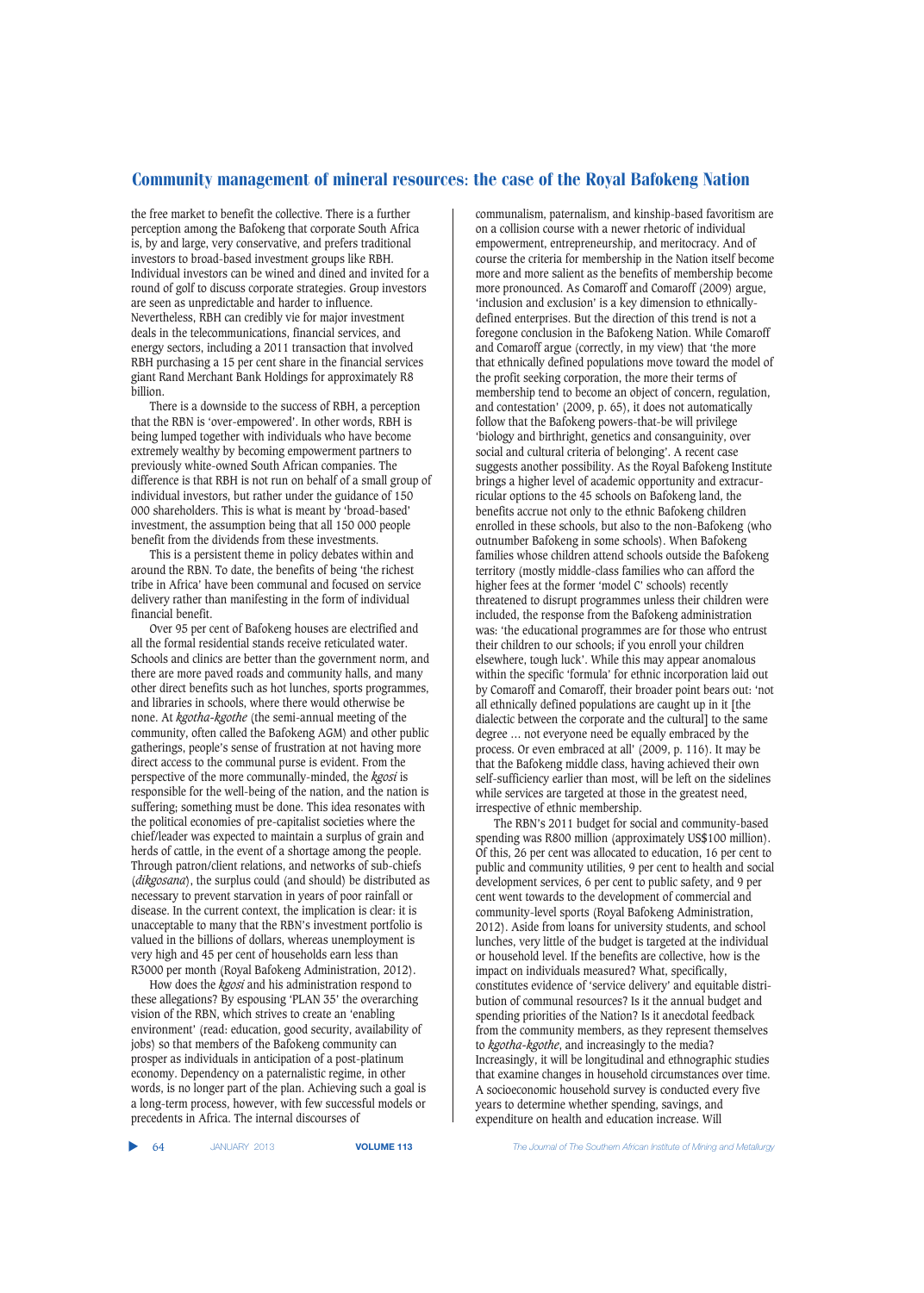the free market to benefit the collective. There is a further perception among the Bafokeng that corporate South Africa is, by and large, very conservative, and prefers traditional investors to broad-based investment groups like RBH. Individual investors can be wined and dined and invited for a round of golf to discuss corporate strategies. Group investors are seen as unpredictable and harder to influence. Nevertheless, RBH can credibly vie for major investment deals in the telecommunications, financial services, and energy sectors, including a 2011 transaction that involved RBH purchasing a 15 per cent share in the financial services giant Rand Merchant Bank Holdings for approximately R8 billion.

There is a downside to the success of RBH, a perception that the RBN is 'over-empowered'. In other words, RBH is being lumped together with individuals who have become extremely wealthy by becoming empowerment partners to previously white-owned South African companies. The difference is that RBH is not run on behalf of a small group of individual investors, but rather under the guidance of 150 000 shareholders. This is what is meant by 'broad-based' investment, the assumption being that all 150 000 people benefit from the dividends from these investments.

This is a persistent theme in policy debates within and around the RBN. To date, the benefits of being 'the richest tribe in Africa' have been communal and focused on service delivery rather than manifesting in the form of individual financial benefit.

Over 95 per cent of Bafokeng houses are electrified and all the formal residential stands receive reticulated water. Schools and clinics are better than the government norm, and there are more paved roads and community halls, and many other direct benefits such as hot lunches, sports programmes, and libraries in schools, where there would otherwise be none. At *kgotha-kgothe* (the semi-annual meeting of the community, often called the Bafokeng AGM) and other public gatherings, people's sense of frustration at not having more direct access to the communal purse is evident. From the perspective of the more communally-minded, the *kgosi* is responsible for the well-being of the nation, and the nation is suffering; something must be done. This idea resonates with the political economies of pre-capitalist societies where the chief/leader was expected to maintain a surplus of grain and herds of cattle, in the event of a shortage among the people. Through patron/client relations, and networks of sub-chiefs (*dikgosana*), the surplus could (and should) be distributed as necessary to prevent starvation in years of poor rainfall or disease. In the current context, the implication is clear: it is unacceptable to many that the RBN's investment portfolio is valued in the billions of dollars, whereas unemployment is very high and 45 per cent of households earn less than R3000 per month (Royal Bafokeng Administration, 2012).

How does the *kgosi* and his administration respond to these allegations? By espousing 'PLAN 35' the overarching vision of the RBN, which strives to create an 'enabling environment' (read: education, good security, availability of jobs) so that members of the Bafokeng community can prosper as individuals in anticipation of a post-platinum economy. Dependency on a paternalistic regime, in other words, is no longer part of the plan. Achieving such a goal is a long-term process, however, with few successful models or precedents in Africa. The internal discourses of communalism, paternalism, and kinship-based favoritism are on a collision course with a newer rhetoric of individual empowerment, entrepreneurship, and meritocracy. And of course the criteria for membership in the Nation itself become more and more salient as the benefits of membership become more pronounced. As Comaroff and Comaroff (2009) argue, 'inclusion and exclusion' is a key dimension to ethnically-defined enterprises. But the direction of this trend is not a foregone conclusion in the Bafokeng Nation. While Comaroff and Comaroff argue (correctly, in my view) that 'the more that ethnically defined populations move toward the model of the profit seeking corporation, the more their terms of membership tend to become an object of concern, regulation, and contestation' (2009, p. 65), it does not automatically follow that the Bafokeng powers-that-be will privilege 'biology and birthright, genetics and consanguinity, over social and cultural criteria of belonging'. A recent case suggests another possibility. As the Royal Bafokeng Institute brings a higher level of academic opportunity and extracurricular options to the 45 schools on Bafokeng land, the benefits accrue not only to the ethnic Bafokeng children enrolled in these schools, but also to the non-Bafokeng (who outnumber Bafokeng in some schools). When Bafokeng families whose children attend schools outside the Bafokeng territory (mostly middle-class families who can afford the higher fees at the former 'model C' schools) recently threatened to disrupt programmes unless their children were included, the response from the Bafokeng administration was: 'the educational programmes are for those who entrust their children to our schools; if you enroll your children elsewhere, tough luck'. While this may appear anomalous within the specific 'formula' for ethnic incorporation laid out by Comaroff and Comaroff, their broader point bears out: 'not all ethnically defined populations are caught up in it [the dialectic between the corporate and the cultural] to the same degree … not everyone need be equally embraced by the process. Or even embraced at all' (2009, p. 116). It may be that the Bafokeng middle class, having achieved their own self-sufficiency earlier than most, will be left on the sidelines while services are targeted at those in the greatest need, irrespective of ethnic membership.

The RBN's 2011 budget for social and community-based spending was R800 million (approximately US$100 million). Of this, 26 per cent was allocated to education, 16 per cent to public and community utilities, 9 per cent to health and social development services, 6 per cent to public safety, and 9 per cent went towards to the development of commercial and community-level sports (Royal Bafokeng Administration, 2012). Aside from loans for university students, and school lunches, very little of the budget is targeted at the individual or household level. If the benefits are collective, how is the impact on individuals measured? What, specifically, constitutes evidence of 'service delivery' and equitable distribution of communal resources? Is it the annual budget and spending priorities of the Nation? Is it anecdotal feedback from the community members, as they represent themselves to *kgotha-kgothe*, and increasingly to the media? Increasingly, it will be longitudinal and ethnographic studies that examine changes in household circumstances over time. A socioeconomic household survey is conducted every five years to determine whether spending, savings, and expenditure on health and education increase. Will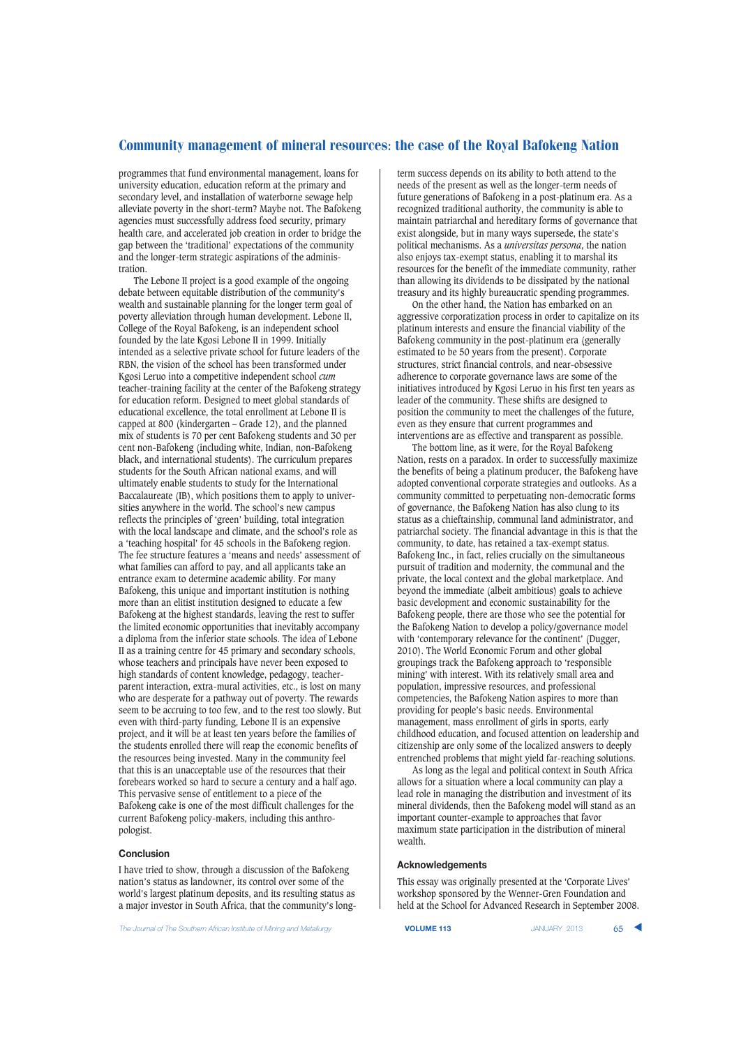programmes that fund environmental management, loans for university education, education reform at the primary and secondary level, and installation of waterborne sewage help alleviate poverty in the short-term? Maybe not. The Bafokeng agencies must successfully address food security, primary health care, and accelerated job creation in order to bridge the gap between the 'traditional' expectations of the community and the longer-term strategic aspirations of the administration.

The Lebone II project is a good example of the ongoing debate between equitable distribution of the community's wealth and sustainable planning for the longer term goal of poverty alleviation through human development. Lebone II, College of the Royal Bafokeng, is an independent school founded by the late Kgosi Lebone II in 1999. Initially intended as a selective private school for future leaders of the RBN, the vision of the school has been transformed under Kgosi Leruo into a competitive independent school *cum* teacher-training facility at the center of the Bafokeng strategy for education reform. Designed to meet global standards of educational excellence, the total enrollment at Lebone II is capped at 800 (kindergarten – Grade 12), and the planned mix of students is 70 per cent Bafokeng students and 30 per cent non-Bafokeng (including white, Indian, non-Bafokeng black, and international students). The curriculum prepares students for the South African national exams, and will ultimately enable students to study for the International Baccalaureate (IB), which positions them to apply to universities anywhere in the world. The school's new campus reflects the principles of 'green' building, total integration with the local landscape and climate, and the school's role as a 'teaching hospital' for 45 schools in the Bafokeng region. The fee structure features a 'means and needs' assessment of what families can afford to pay, and all applicants take an entrance exam to determine academic ability. For many Bafokeng, this unique and important institution is nothing more than an elitist institution designed to educate a few Bafokeng at the highest standards, leaving the rest to suffer the limited economic opportunities that inevitably accompany a diploma from the inferior state schools. The idea of Lebone II as a training centre for 45 primary and secondary schools, whose teachers and principals have never been exposed to high standards of content knowledge, pedagogy, teacher-parent interaction, extra-mural activities, etc., is lost on many who are desperate for a pathway out of poverty. The rewards seem to be accruing to too few, and to the rest too slowly. But even with third-party funding, Lebone II is an expensive project, and it will be at least ten years before the families of the students enrolled there will reap the economic benefits of the resources being invested. Many in the community feel that this is an unacceptable use of the resources that their forebears worked so hard to secure a century and a half ago. This pervasive sense of entitlement to a piece of the Bafokeng cake is one of the most difficult challenges for the current Bafokeng policy-makers, including this anthropologist.

## Conclusion

I have tried to show, through a discussion of the Bafokeng nation's status as landowner, its control over some of the world's largest platinum deposits, and its resulting status as a major investor in South Africa, that the community's long-term success depends on its ability to both attend to the needs of the present as well as the longer-term needs of future generations of Bafokeng in a post-platinum era. As a recognized traditional authority, the community is able to maintain patriarchal and hereditary forms of governance that exist alongside, but in many ways supersede, the state's political mechanisms. As a *universitas persona*, the nation also enjoys tax-exempt status, enabling it to marshal its resources for the benefit of the immediate community, rather than allowing its dividends to be dissipated by the national treasury and its highly bureaucratic spending programmes.

On the other hand, the Nation has embarked on an aggressive corporatization process in order to capitalize on its platinum interests and ensure the financial viability of the Bafokeng community in the post-platinum era (generally estimated to be 50 years from the present). Corporate structures, strict financial controls, and near-obsessive adherence to corporate governance laws are some of the initiatives introduced by Kgosi Leruo in his first ten years as leader of the community. These shifts are designed to position the community to meet the challenges of the future, even as they ensure that current programmes and interventions are as effective and transparent as possible.

The bottom line, as it were, for the Royal Bafokeng Nation, rests on a paradox. In order to successfully maximize the benefits of being a platinum producer, the Bafokeng have adopted conventional corporate strategies and outlooks. As a community committed to perpetuating non-democratic forms of governance, the Bafokeng Nation has also clung to its status as a chieftainship, communal land administrator, and patriarchal society. The financial advantage in this is that the community, to date, has retained a tax-exempt status. Bafokeng Inc., in fact, relies crucially on the simultaneous pursuit of tradition and modernity, the communal and the private, the local context and the global marketplace. And beyond the immediate (albeit ambitious) goals to achieve basic development and economic sustainability for the Bafokeng people, there are those who see the potential for the Bafokeng Nation to develop a policy/governance model with 'contemporary relevance for the continent' (Dugger, 2010). The World Economic Forum and other global groupings track the Bafokeng approach to 'responsible mining' with interest. With its relatively small area and population, impressive resources, and professional competencies, the Bafokeng Nation aspires to more than providing for people's basic needs. Environmental management, mass enrollment of girls in sports, early childhood education, and focused attention on leadership and citizenship are only some of the localized answers to deeply entrenched problems that might yield far-reaching solutions.

As long as the legal and political context in South Africa allows for a situation where a local community can play a lead role in managing the distribution and investment of its mineral dividends, then the Bafokeng model will stand as an important counter-example to approaches that favor maximum state participation in the distribution of mineral wealth.

## Acknowledgements

This essay was originally presented at the 'Corporate Lives' workshop sponsored by the Wenner-Gren Foundation and held at the School for Advanced Research in September 2008.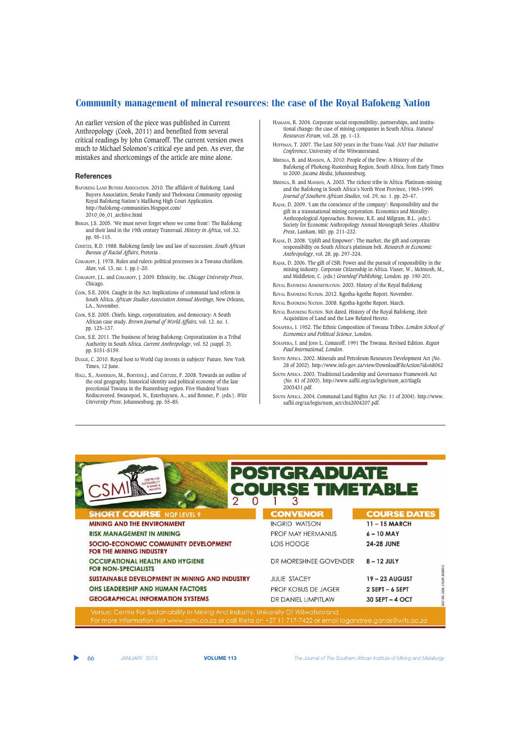An earlier version of the piece was published in Current Anthropology (Cook, 2011) and benefited from several critical readings by John Comaroff. The current version owes much to Michael Solomon's critical eye and pen. As ever, the mistakes and shortcomings of the article are mine alone.

## References

BAFOKENG LAND BUYERS ASSOCIATION. 2010. The affidavit of Bafokeng Land Buyers Association, Setuke Family and Thekwana Community opposing Royal Bafokeng Nation's Mafikeng High Court Application. http://bafokeng-communities.blogspot.com/2010_06_01_archive.html

BERGH, J.S. 2005. 'We must never forget where we come from': The Bafokeng and their land in the 19th century Transvaal. *History in Africa*, vol. 32. pp. 95–115.

COERTZE, R.D. 1988. Bafokeng family law and law of succession. *South African Bureau of Racial Affairs*, Pretoria .

COMAROFF, J. 1978. Rules and rulers: political processes in a Tswana chiefdom. *Man*, vol. 13, no. 1. pp.1–20.

COMAROFF, J.L. and COMAROFF, J. 2009. Ethnicity, Inc. *Chicago University Press*, Chicago.

COOK, S.E. 2004. Caught in the Act: Implications of communal land reform in South Africa. *African Studies Association Annual Meetings*, New Orleans, LA., November.

COOK, S.E. 2005. Chiefs, kings, corporatization, and democracy: A South African case study. *Brown Journal of World Affairs*, vol. 12. no. 1. pp. 125–137.

COOK, S.E. 2011. The business of being Bafokeng: Corporatization in a Tribal Authority in South Africa. *Current Anthropology*, vol. 52 (suppl. 3). pp. S151–S159.

DUGGE, C. 2010. Royal host to World Cup invests in subjects' Future. New York Times, 12 June.

HALL, S., ANDERSON, M., BOEYENS,J., and COETZEE, F. 2008. Towards an outline of the oral geography, historical identity and political economy of the late precolonial Tswana in the Rustenburg region. Five Hundred Years Rediscovered. Swanepoel, N., Esterhuysen, A., and Bonner, P. (eds.). *Wits University Press*, Johannesburg. pp. 55–85.

HAMANN, R. 2004. Corporate social responsibility, partnerships, and institutional change: the case of mining companies in South Africa. *Natural Resources Forum*, vol. 28. pp. 1–13.

HUFFMAN, T. 2007. The Last 500 years in the Trans-Vaal. *500 Year Initiative Conference*, University of the Witwatersrand.

MBENGA, B. and MANSON, A. 2010. People of the Dew: A History of the Bafokeng of Phokeng-Rustenburg Region, South Africa, from Early Times to 2000. *Jacana Media*, Johannesburg.

MBENGA, B. and MANSON, A. 2003. The richest tribe in Africa: Platinum-mining and the Bafokeng in South Africa's North West Province, 1965–1999. *Journal of Southern African Studies*, vol. 29, no. 1. pp. 25–47.

RAJAK, D. 2009. 'I am the conscience of the company': Responsibility and the gift in a transnational mining corporation. Economics and Morality: Anthropological Approaches. Browne, K.E. and Milgram, B.L. (eds.). Society for Economic Anthropology Annual Monograph Series. *AltaMira Press*, Lanham, MD. pp. 211–232.

RAJAK, D. 2008. 'Uplift and Empower': The market, the gift and corporate responsibility on South Africa's platinum belt. *Research in Economic Anthropology*, vol. 28. pp. 297–324.

RAJAK, D. 2006. The gift of CSR: Power and the pursuit of responsibility in the mining industry. Corporate Citizenship in Africa. Visser, W., McIntosh, M., and Middleton, C. (eds.) *Greenleaf Publishing*, London. pp. 190-201.

ROYAL BAFOKENG ADMINISTRATION. 2003. History of the Royal Bafokeng

ROYAL BAFOKENG NATION. 2012. Kgotha-kgothe Report. November.

ROYAL BAFOKENG NATION. 2008. Kgotha-kgothe Report. March.

ROYAL BAFOKENG NATION. Not dated. History of the Royal Bafokeng, their Acquisition of Land and the Law Related Hereto.

SCHAPERA, I. 1952. The Ethnic Composition of Tswana Tribes. *London School of Economics and Political Science*, London.

SCHAPERA, I. and JOHN L. Comaroff. 1991 The Tswana. Revised Edition. *Kegan Paul International, London.*

SOUTH AFRICA. 2002. Minerals and Petroleum Resources Development Act (No. 28 of 2002). http://www.info.gov.za/view/DownloadFileAction?id=68062

SOUTH AFRICA. 2003. Traditional Leadership and Governance Framework Act (No. 41 of 2003). http://www.saflii.org/za/legis/num_act/tlagfa2003431.pdf.

SOUTH AFRICA. 2004. Communal Land Rights Act (No. 11 of 2004). http://www.saflii.org/za/legis/num_act/clra2004207.pdf.

---

# POSTGRADUATE COURSE TIMETABLE 2013

CSMI Centre for Sustainability in Mining & Industry

| SHORT COURSE NQF LEVEL 9 | CONVENOR | COURSE DATES |
|---|---|---|
| MINING AND THE ENVIRONMENT | INGRID WATSON | 11 – 15 MARCH |
| RISK MANAGEMENT IN MINING | PROF MAY HERMANUS | 6 – 10 MAY |
| SOCIO-ECONOMIC COMMUNITY DEVELOPMENT FOR THE MINING INDUSTRY | LOIS HOOGE | 24-28 JUNE |
| OCCUPATIONAL HEALTH AND HYGIENE FOR NON-SPECIALISTS | DR MORESHNEE GOVENDER | 8 – 12 JULY |
| SUSTAINABLE DEVELOPMENT IN MINING AND INDUSTRY | JULIE STACEY | 19 – 23 AUGUST |
| OHS LEADERSHIP AND HUMAN FACTORS | PROF KOBUS DE JAGER | 2 SEPT – 6 SEPT |
| GEOGRAPHICAL INFORMATION SYSTEMS | DR DANIEL LIMPITLAW | 30 SEPT – 4 OCT |

Venue: Centre For Sustainability In Mining And Industry, University Of Witwatersrand
For more information visit www.csmi.co.za or call Rieta on +27 11 717-7422 or email logandree.ganas@wits.ac.za